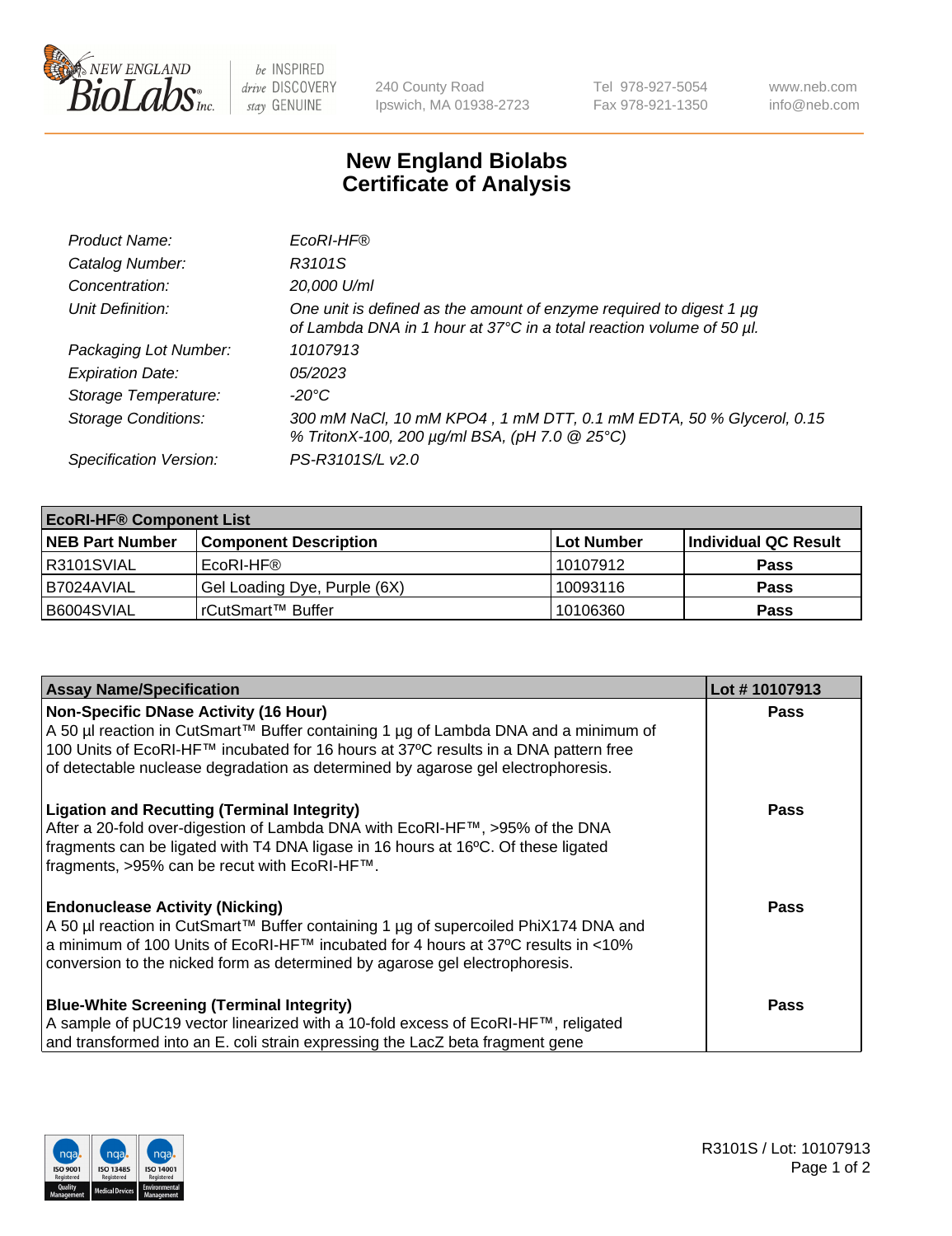# New England Biolabs
# Certificate of Analysis

| | |
|---|---|
| *Product Name:* | *EcoRI-HF®* |
| *Catalog Number:* | *R3101S* |
| *Concentration:* | *20,000 U/ml* |
| *Unit Definition:* | *One unit is defined as the amount of enzyme required to digest 1 µg of Lambda DNA in 1 hour at 37°C in a total reaction volume of 50 µl.* |
| *Packaging Lot Number:* | *10107913* |
| *Expiration Date:* | *05/2023* |
| *Storage Temperature:* | *-20°C* |
| *Storage Conditions:* | *300 mM NaCl, 10 mM KPO4 , 1 mM DTT, 0.1 mM EDTA, 50 % Glycerol, 0.15 % TritonX-100, 200 µg/ml BSA, (pH 7.0 @ 25°C)* |
| *Specification Version:* | *PS-R3101S/L v2.0* |

| **EcoRI-HF® Component List** | | | |
|---|---|---|---|
| **NEB Part Number** | **Component Description** | **Lot Number** | **Individual QC Result** |
| R3101SVIAL | EcoRI-HF® | 10107912 | **Pass** |
| B7024AVIAL | Gel Loading Dye, Purple (6X) | 10093116 | **Pass** |
| B6004SVIAL | rCutSmart™ Buffer | 10106360 | **Pass** |

| **Assay Name/Specification** | **Lot # 10107913** |
|---|---|
| **Non-Specific DNase Activity (16 Hour)**<br>A 50 µl reaction in CutSmart™ Buffer containing 1 µg of Lambda DNA and a minimum of 100 Units of EcoRI-HF™ incubated for 16 hours at 37ºC results in a DNA pattern free of detectable nuclease degradation as determined by agarose gel electrophoresis. | **Pass** |
| **Ligation and Recutting (Terminal Integrity)**<br>After a 20-fold over-digestion of Lambda DNA with EcoRI-HF™, >95% of the DNA fragments can be ligated with T4 DNA ligase in 16 hours at 16ºC. Of these ligated fragments, >95% can be recut with EcoRI-HF™. | **Pass** |
| **Endonuclease Activity (Nicking)**<br>A 50 µl reaction in CutSmart™ Buffer containing 1 µg of supercoiled PhiX174 DNA and a minimum of 100 Units of EcoRI-HF™ incubated for 4 hours at 37ºC results in <10% conversion to the nicked form as determined by agarose gel electrophoresis. | **Pass** |
| **Blue-White Screening (Terminal Integrity)**<br>A sample of pUC19 vector linearized with a 10-fold excess of EcoRI-HF™, religated and transformed into an E. coli strain expressing the LacZ beta fragment gene | **Pass** |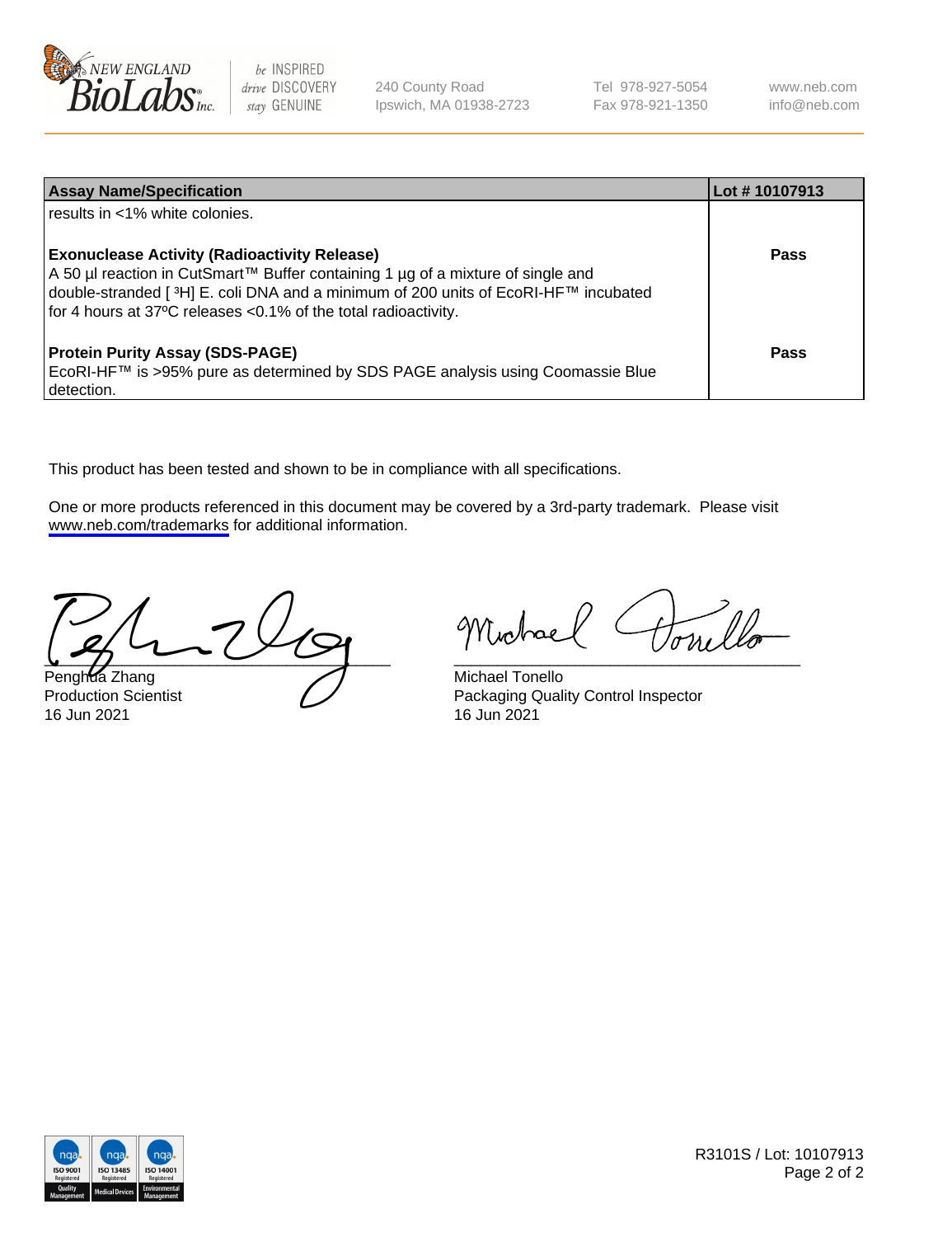| Assay Name/Specification | Lot # 10107913 |
|---|---|
| results in <1% white colonies. | |
| **Exonuclease Activity (Radioactivity Release)**<br>A 50 µl reaction in CutSmart™ Buffer containing 1 µg of a mixture of single and double-stranded [ $^3$H] E. coli DNA and a minimum of 200 units of EcoRI-HF™ incubated for 4 hours at 37ºC releases <0.1% of the total radioactivity. | **Pass** |
| **Protein Purity Assay (SDS-PAGE)**<br>EcoRI-HF™ is >95% pure as determined by SDS PAGE analysis using Coomassie Blue detection. | **Pass** |

This product has been tested and shown to be in compliance with all specifications.

One or more products referenced in this document may be covered by a 3rd-party trademark. Please visit www.neb.com/trademarks for additional information.

Penghua Zhang
Production Scientist
16 Jun 2021

Michael Tonello
Packaging Quality Control Inspector
16 Jun 2021

R3101S / Lot: 10107913